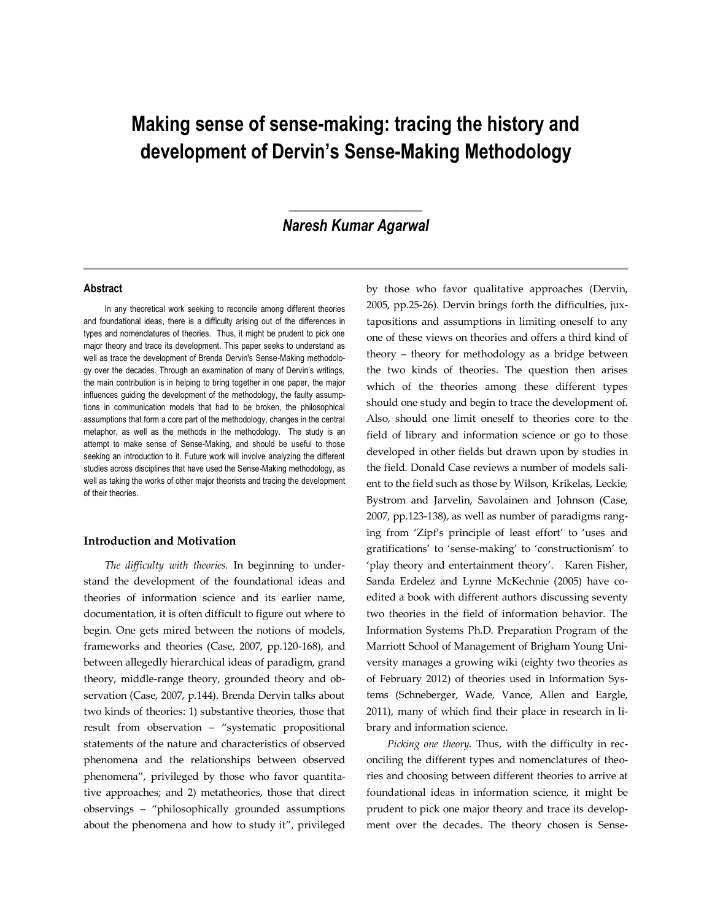# Making sense of sense-making: tracing the history and development of Dervin's Sense-Making Methodology

***Naresh Kumar Agarwal***

### Abstract

In any theoretical work seeking to reconcile among different theories and foundational ideas, there is a difficulty arising out of the differences in types and nomenclatures of theories. Thus, it might be prudent to pick one major theory and trace its development. This paper seeks to understand as well as trace the development of Brenda Dervin's Sense-Making methodology over the decades. Through an examination of many of Dervin's writings, the main contribution is in helping to bring together in one paper, the major influences guiding the development of the methodology, the faulty assumptions in communication models that had to be broken, the philosophical assumptions that form a core part of the methodology, changes in the central metaphor, as well as the methods in the methodology. The study is an attempt to make sense of Sense-Making, and should be useful to those seeking an introduction to it. Future work will involve analyzing the different studies across disciplines that have used the Sense-Making methodology, as well as taking the works of other major theorists and tracing the development of their theories.

### Introduction and Motivation

*The difficulty with theories.* In beginning to understand the development of the foundational ideas and theories of information science and its earlier name, documentation, it is often difficult to figure out where to begin. One gets mired between the notions of models, frameworks and theories (Case, 2007, pp.120-168), and between allegedly hierarchical ideas of paradigm, grand theory, middle-range theory, grounded theory and observation (Case, 2007, p.144). Brenda Dervin talks about two kinds of theories: 1) substantive theories, those that result from observation – "systematic propositional statements of the nature and characteristics of observed phenomena and the relationships between observed phenomena", privileged by those who favor quantitative approaches; and 2) metatheories, those that direct observings – "philosophically grounded assumptions about the phenomena and how to study it", privileged by those who favor qualitative approaches (Dervin, 2005, pp.25-26). Dervin brings forth the difficulties, juxtapositions and assumptions in limiting oneself to any one of these views on theories and offers a third kind of theory – theory for methodology as a bridge between the two kinds of theories. The question then arises which of the theories among these different types should one study and begin to trace the development of. Also, should one limit oneself to theories core to the field of library and information science or go to those developed in other fields but drawn upon by studies in the field. Donald Case reviews a number of models salient to the field such as those by Wilson, Krikelas, Leckie, Bystrom and Jarvelin, Savolainen and Johnson (Case, 2007, pp.123-138), as well as number of paradigms ranging from 'Zipf's principle of least effort' to 'uses and gratifications' to 'sense-making' to 'constructionism' to 'play theory and entertainment theory'. Karen Fisher, Sanda Erdelez and Lynne McKechnie (2005) have coedited a book with different authors discussing seventy two theories in the field of information behavior. The Information Systems Ph.D. Preparation Program of the Marriott School of Management of Brigham Young University manages a growing wiki (eighty two theories as of February 2012) of theories used in Information Systems (Schneberger, Wade, Vance, Allen and Eargle, 2011), many of which find their place in research in library and information science.

*Picking one theory.* Thus, with the difficulty in reconciling the different types and nomenclatures of theories and choosing between different theories to arrive at foundational ideas in information science, it might be prudent to pick one major theory and trace its development over the decades. The theory chosen is Sense-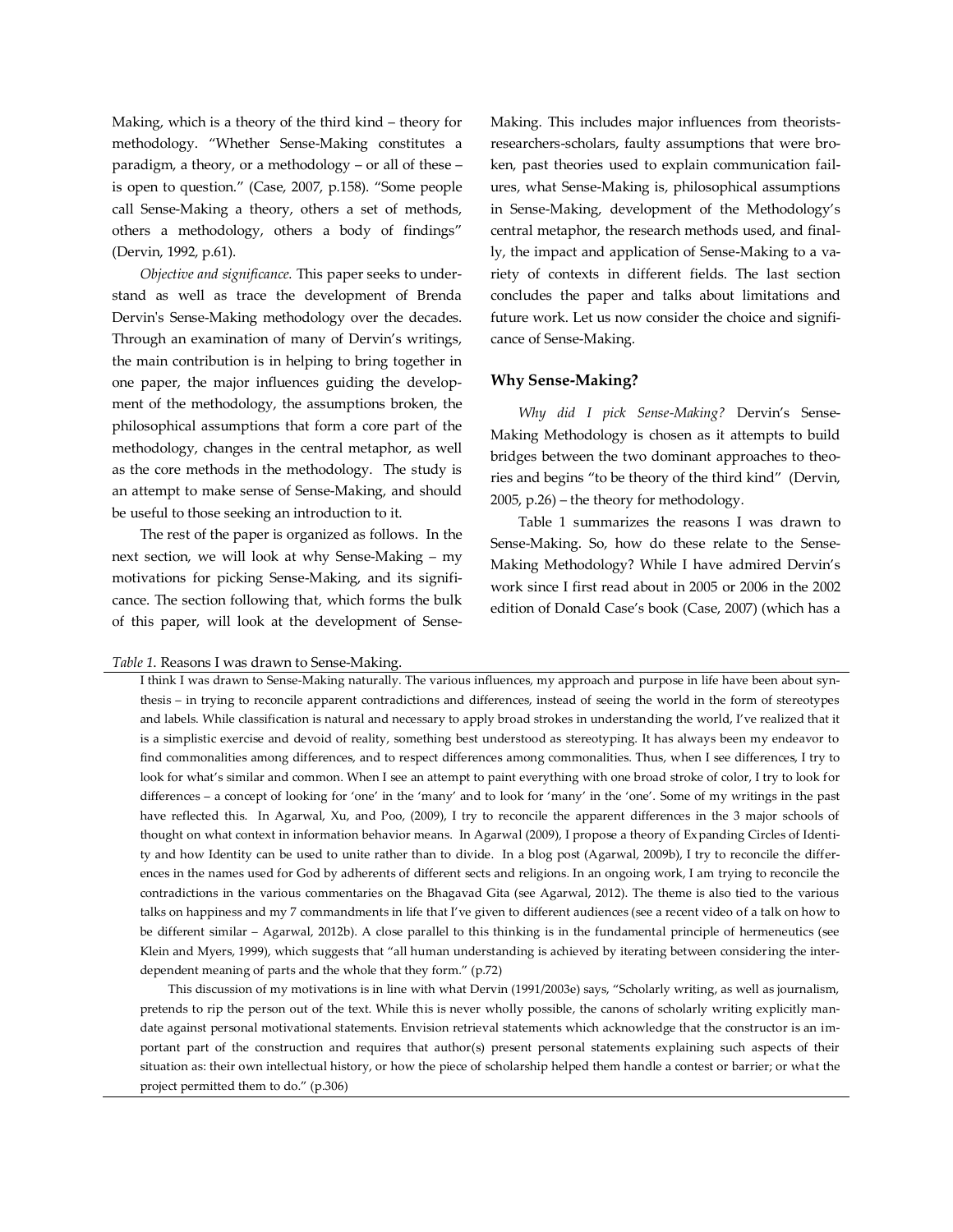Making, which is a theory of the third kind – theory for methodology. "Whether Sense-Making constitutes a paradigm, a theory, or a methodology – or all of these – is open to question." (Case, 2007, p.158). "Some people call Sense-Making a theory, others a set of methods, others a methodology, others a body of findings" (Dervin, 1992, p.61).

*Objective and significance.* This paper seeks to understand as well as trace the development of Brenda Dervin's Sense-Making methodology over the decades. Through an examination of many of Dervin's writings, the main contribution is in helping to bring together in one paper, the major influences guiding the development of the methodology, the assumptions broken, the philosophical assumptions that form a core part of the methodology, changes in the central metaphor, as well as the core methods in the methodology. The study is an attempt to make sense of Sense-Making, and should be useful to those seeking an introduction to it.

The rest of the paper is organized as follows. In the next section, we will look at why Sense-Making – my motivations for picking Sense-Making, and its significance. The section following that, which forms the bulk of this paper, will look at the development of Sense-Making. This includes major influences from theorists-researchers-scholars, faulty assumptions that were broken, past theories used to explain communication failures, what Sense-Making is, philosophical assumptions in Sense-Making, development of the Methodology's central metaphor, the research methods used, and finally, the impact and application of Sense-Making to a variety of contexts in different fields. The last section concludes the paper and talks about limitations and future work. Let us now consider the choice and significance of Sense-Making.

## Why Sense-Making?

*Why did I pick Sense-Making?* Dervin's Sense-Making Methodology is chosen as it attempts to build bridges between the two dominant approaches to theories and begins "to be theory of the third kind" (Dervin, 2005, p.26) – the theory for methodology.

Table 1 summarizes the reasons I was drawn to Sense-Making. So, how do these relate to the Sense-Making Methodology? While I have admired Dervin's work since I first read about in 2005 or 2006 in the 2002 edition of Donald Case's book (Case, 2007) (which has a

*Table 1.* Reasons I was drawn to Sense-Making.

I think I was drawn to Sense-Making naturally. The various influences, my approach and purpose in life have been about synthesis – in trying to reconcile apparent contradictions and differences, instead of seeing the world in the form of stereotypes and labels. While classification is natural and necessary to apply broad strokes in understanding the world, I've realized that it is a simplistic exercise and devoid of reality, something best understood as stereotyping. It has always been my endeavor to find commonalities among differences, and to respect differences among commonalities. Thus, when I see differences, I try to look for what's similar and common. When I see an attempt to paint everything with one broad stroke of color, I try to look for differences – a concept of looking for 'one' in the 'many' and to look for 'many' in the 'one'. Some of my writings in the past have reflected this. In Agarwal, Xu, and Poo, (2009), I try to reconcile the apparent differences in the 3 major schools of thought on what context in information behavior means. In Agarwal (2009), I propose a theory of Expanding Circles of Identity and how Identity can be used to unite rather than to divide. In a blog post (Agarwal, 2009b), I try to reconcile the differences in the names used for God by adherents of different sects and religions. In an ongoing work, I am trying to reconcile the contradictions in the various commentaries on the Bhagavad Gita (see Agarwal, 2012). The theme is also tied to the various talks on happiness and my 7 commandments in life that I've given to different audiences (see a recent video of a talk on how to be different similar – Agarwal, 2012b). A close parallel to this thinking is in the fundamental principle of hermeneutics (see Klein and Myers, 1999), which suggests that "all human understanding is achieved by iterating between considering the interdependent meaning of parts and the whole that they form." (p.72)

This discussion of my motivations is in line with what Dervin (1991/2003e) says, "Scholarly writing, as well as journalism, pretends to rip the person out of the text. While this is never wholly possible, the canons of scholarly writing explicitly mandate against personal motivational statements. Envision retrieval statements which acknowledge that the constructor is an important part of the construction and requires that author(s) present personal statements explaining such aspects of their situation as: their own intellectual history, or how the piece of scholarship helped them handle a contest or barrier; or what the project permitted them to do." (p.306)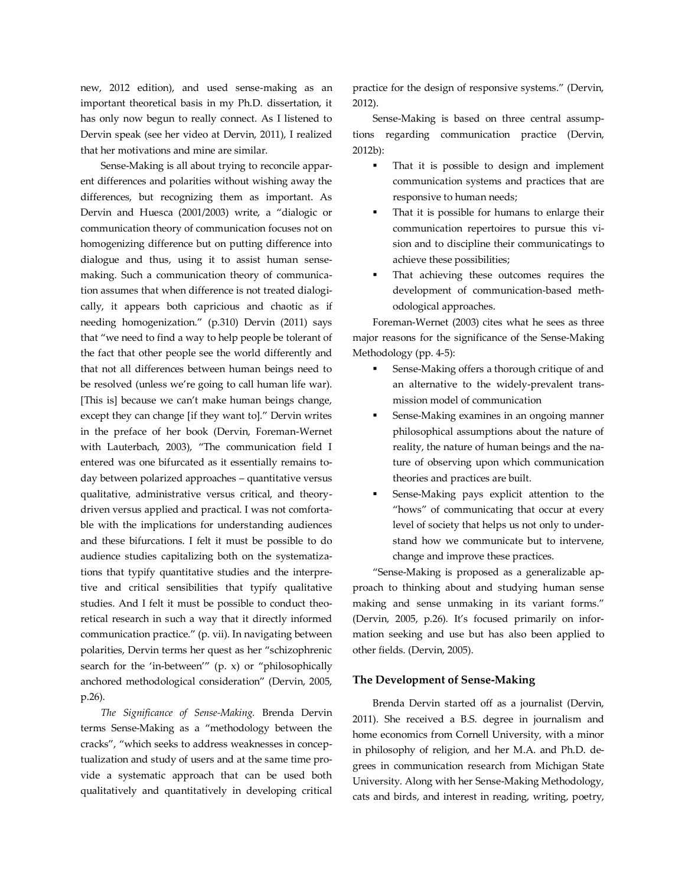new, 2012 edition), and used sense-making as an important theoretical basis in my Ph.D. dissertation, it has only now begun to really connect. As I listened to Dervin speak (see her video at Dervin, 2011), I realized that her motivations and mine are similar.

Sense-Making is all about trying to reconcile apparent differences and polarities without wishing away the differences, but recognizing them as important. As Dervin and Huesca (2001/2003) write, a "dialogic or communication theory of communication focuses not on homogenizing difference but on putting difference into dialogue and thus, using it to assist human sense-making. Such a communication theory of communication assumes that when difference is not treated dialogically, it appears both capricious and chaotic as if needing homogenization." (p.310) Dervin (2011) says that "we need to find a way to help people be tolerant of the fact that other people see the world differently and that not all differences between human beings need to be resolved (unless we're going to call human life war). [This is] because we can't make human beings change, except they can change [if they want to]." Dervin writes in the preface of her book (Dervin, Foreman-Wernet with Lauterbach, 2003), "The communication field I entered was one bifurcated as it essentially remains today between polarized approaches – quantitative versus qualitative, administrative versus critical, and theory-driven versus applied and practical. I was not comfortable with the implications for understanding audiences and these bifurcations. I felt it must be possible to do audience studies capitalizing both on the systematizations that typify quantitative studies and the interpretive and critical sensibilities that typify qualitative studies. And I felt it must be possible to conduct theoretical research in such a way that it directly informed communication practice." (p. vii). In navigating between polarities, Dervin terms her quest as her "schizophrenic search for the 'in-between'" (p. x) or "philosophically anchored methodological consideration" (Dervin, 2005, p.26).

*The Significance of Sense-Making.* Brenda Dervin terms Sense-Making as a "methodology between the cracks", "which seeks to address weaknesses in conceptualization and study of users and at the same time provide a systematic approach that can be used both qualitatively and quantitatively in developing critical practice for the design of responsive systems." (Dervin, 2012).

Sense-Making is based on three central assumptions regarding communication practice (Dervin, 2012b):

- That it is possible to design and implement communication systems and practices that are responsive to human needs;
- That it is possible for humans to enlarge their communication repertoires to pursue this vision and to discipline their communicatings to achieve these possibilities;
- That achieving these outcomes requires the development of communication-based methodological approaches.

Foreman-Wernet (2003) cites what he sees as three major reasons for the significance of the Sense-Making Methodology (pp. 4-5):

- Sense-Making offers a thorough critique of and an alternative to the widely-prevalent transmission model of communication
- Sense-Making examines in an ongoing manner philosophical assumptions about the nature of reality, the nature of human beings and the nature of observing upon which communication theories and practices are built.
- Sense-Making pays explicit attention to the "hows" of communicating that occur at every level of society that helps us not only to understand how we communicate but to intervene, change and improve these practices.

"Sense-Making is proposed as a generalizable approach to thinking about and studying human sense making and sense unmaking in its variant forms." (Dervin, 2005, p.26). It's focused primarily on information seeking and use but has also been applied to other fields. (Dervin, 2005).

### The Development of Sense-Making

Brenda Dervin started off as a journalist (Dervin, 2011). She received a B.S. degree in journalism and home economics from Cornell University, with a minor in philosophy of religion, and her M.A. and Ph.D. degrees in communication research from Michigan State University. Along with her Sense-Making Methodology, cats and birds, and interest in reading, writing, poetry,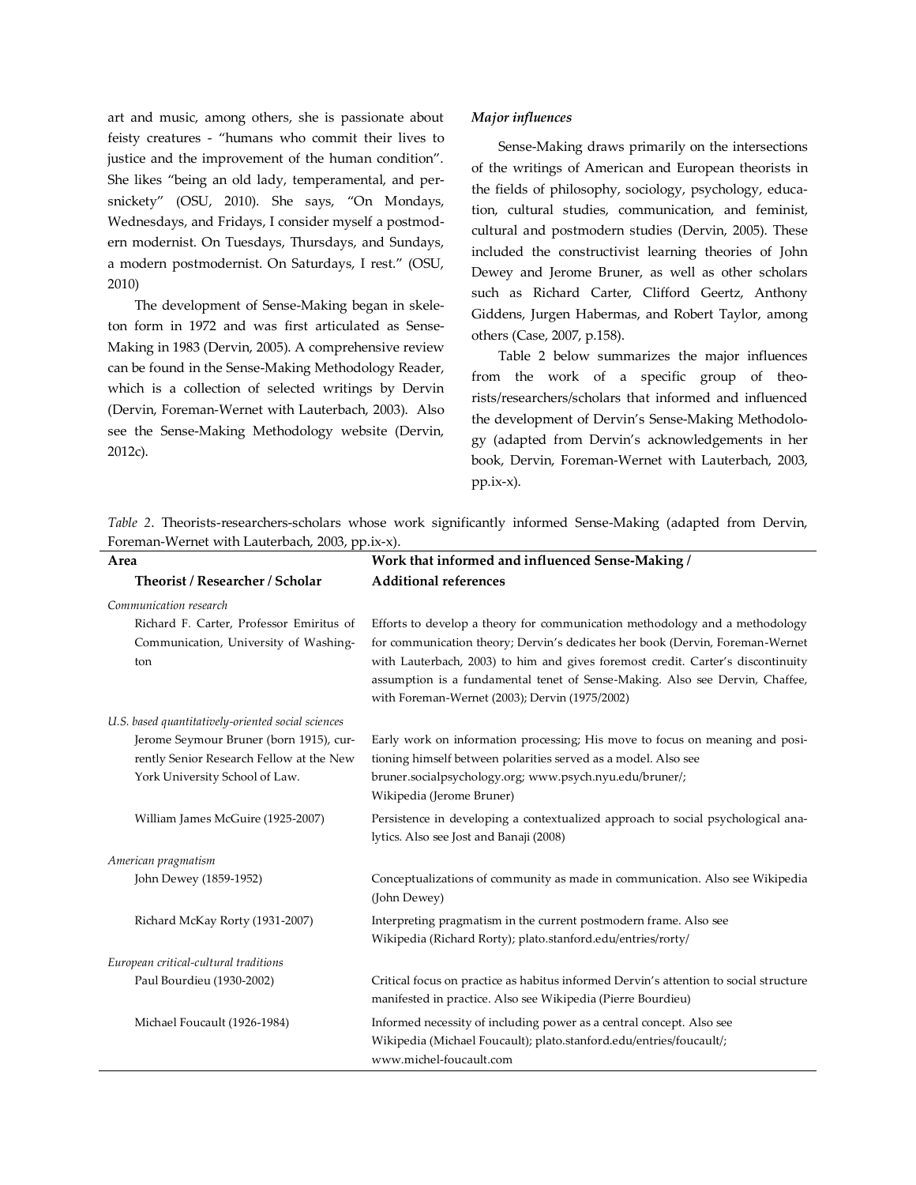art and music, among others, she is passionate about feisty creatures - "humans who commit their lives to justice and the improvement of the human condition". She likes "being an old lady, temperamental, and persnickety" (OSU, 2010). She says, "On Mondays, Wednesdays, and Fridays, I consider myself a postmodern modernist. On Tuesdays, Thursdays, and Sundays, a modern postmodernist. On Saturdays, I rest." (OSU, 2010)

The development of Sense-Making began in skeleton form in 1972 and was first articulated as Sense-Making in 1983 (Dervin, 2005). A comprehensive review can be found in the Sense-Making Methodology Reader, which is a collection of selected writings by Dervin (Dervin, Foreman-Wernet with Lauterbach, 2003). Also see the Sense-Making Methodology website (Dervin, 2012c).

### *Major influences*

Sense-Making draws primarily on the intersections of the writings of American and European theorists in the fields of philosophy, sociology, psychology, education, cultural studies, communication, and feminist, cultural and postmodern studies (Dervin, 2005). These included the constructivist learning theories of John Dewey and Jerome Bruner, as well as other scholars such as Richard Carter, Clifford Geertz, Anthony Giddens, Jurgen Habermas, and Robert Taylor, among others (Case, 2007, p.158).

Table 2 below summarizes the major influences from the work of a specific group of theorists/researchers/scholars that informed and influenced the development of Dervin's Sense-Making Methodology (adapted from Dervin's acknowledgements in her book, Dervin, Foreman-Wernet with Lauterbach, 2003, pp.ix-x).

*Table 2*. Theorists-researchers-scholars whose work significantly informed Sense-Making (adapted from Dervin, Foreman-Wernet with Lauterbach, 2003, pp.ix-x).

| **Area** / **Theorist / Researcher / Scholar** | **Work that informed and influenced Sense-Making / Additional references** |
|---|---|
| *Communication research* | |
| Richard F. Carter, Professor Emiritus of Communication, University of Washington | Efforts to develop a theory for communication methodology and a methodology for communication theory; Dervin's dedicates her book (Dervin, Foreman-Wernet with Lauterbach, 2003) to him and gives foremost credit. Carter's discontinuity assumption is a fundamental tenet of Sense-Making. Also see Dervin, Chaffee, with Foreman-Wernet (2003); Dervin (1975/2002) |
| *U.S. based quantitatively-oriented social sciences* | |
| Jerome Seymour Bruner (born 1915), currently Senior Research Fellow at the New York University School of Law. | Early work on information processing; His move to focus on meaning and positioning himself between polarities served as a model. Also see bruner.socialpsychology.org; www.psych.nyu.edu/bruner/; Wikipedia (Jerome Bruner) |
| William James McGuire (1925-2007) | Persistence in developing a contextualized approach to social psychological analytics. Also see Jost and Banaji (2008) |
| *American pragmatism* | |
| John Dewey (1859-1952) | Conceptualizations of community as made in communication. Also see Wikipedia (John Dewey) |
| Richard McKay Rorty (1931-2007) | Interpreting pragmatism in the current postmodern frame. Also see Wikipedia (Richard Rorty); plato.stanford.edu/entries/rorty/ |
| *European critical-cultural traditions* | |
| Paul Bourdieu (1930-2002) | Critical focus on practice as habitus informed Dervin's attention to social structure manifested in practice. Also see Wikipedia (Pierre Bourdieu) |
| Michael Foucault (1926-1984) | Informed necessity of including power as a central concept. Also see Wikipedia (Michael Foucault); plato.stanford.edu/entries/foucault/; www.michel-foucault.com |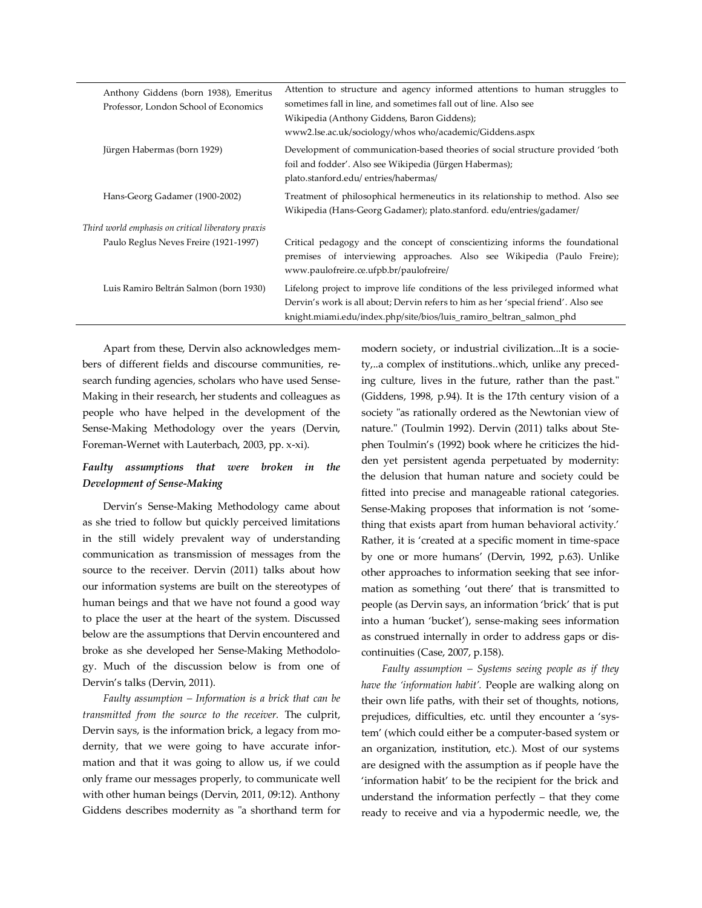| | |
|---|---|
| Anthony Giddens (born 1938), Emeritus Professor, London School of Economics | Attention to structure and agency informed attentions to human struggles to sometimes fall in line, and sometimes fall out of line. Also see Wikipedia (Anthony Giddens, Baron Giddens); www2.lse.ac.uk/sociology/whos who/academic/Giddens.aspx |
| Jürgen Habermas (born 1929) | Development of communication-based theories of social structure provided 'both foil and fodder'. Also see Wikipedia (Jürgen Habermas); plato.stanford.edu/ entries/habermas/ |
| Hans-Georg Gadamer (1900-2002) | Treatment of philosophical hermeneutics in its relationship to method. Also see Wikipedia (Hans-Georg Gadamer); plato.stanford. edu/entries/gadamer/ |
| *Third world emphasis on critical liberatory praxis* | |
| Paulo Reglus Neves Freire (1921-1997) | Critical pedagogy and the concept of conscientizing informs the foundational premises of interviewing approaches. Also see Wikipedia (Paulo Freire); www.paulofreire.ce.ufpb.br/paulofreire/ |
| Luis Ramiro Beltrán Salmon (born 1930) | Lifelong project to improve life conditions of the less privileged informed what Dervin's work is all about; Dervin refers to him as her 'special friend'. Also see knight.miami.edu/index.php/site/bios/luis_ramiro_beltran_salmon_phd |

Apart from these, Dervin also acknowledges members of different fields and discourse communities, research funding agencies, scholars who have used Sense-Making in their research, her students and colleagues as people who have helped in the development of the Sense-Making Methodology over the years (Dervin, Foreman-Wernet with Lauterbach, 2003, pp. x-xi).

### *Faulty assumptions that were broken in the Development of Sense-Making*

Dervin's Sense-Making Methodology came about as she tried to follow but quickly perceived limitations in the still widely prevalent way of understanding communication as transmission of messages from the source to the receiver. Dervin (2011) talks about how our information systems are built on the stereotypes of human beings and that we have not found a good way to place the user at the heart of the system. Discussed below are the assumptions that Dervin encountered and broke as she developed her Sense-Making Methodology. Much of the discussion below is from one of Dervin's talks (Dervin, 2011).

*Faulty assumption – Information is a brick that can be transmitted from the source to the receiver.* The culprit, Dervin says, is the information brick, a legacy from modernity, that we were going to have accurate information and that it was going to allow us, if we could only frame our messages properly, to communicate well with other human beings (Dervin, 2011, 09:12). Anthony Giddens describes modernity as "a shorthand term for modern society, or industrial civilization...It is a society,..a complex of institutions..which, unlike any preceding culture, lives in the future, rather than the past." (Giddens, 1998, p.94). It is the 17th century vision of a society "as rationally ordered as the Newtonian view of nature." (Toulmin 1992). Dervin (2011) talks about Stephen Toulmin's (1992) book where he criticizes the hidden yet persistent agenda perpetuated by modernity: the delusion that human nature and society could be fitted into precise and manageable rational categories. Sense-Making proposes that information is not 'something that exists apart from human behavioral activity.' Rather, it is 'created at a specific moment in time-space by one or more humans' (Dervin, 1992, p.63). Unlike other approaches to information seeking that see information as something 'out there' that is transmitted to people (as Dervin says, an information 'brick' that is put into a human 'bucket'), sense-making sees information as construed internally in order to address gaps or discontinuities (Case, 2007, p.158).

*Faulty assumption – Systems seeing people as if they have the 'information habit'.* People are walking along on their own life paths, with their set of thoughts, notions, prejudices, difficulties, etc. until they encounter a 'system' (which could either be a computer-based system or an organization, institution, etc.). Most of our systems are designed with the assumption as if people have the 'information habit' to be the recipient for the brick and understand the information perfectly – that they come ready to receive and via a hypodermic needle, we, the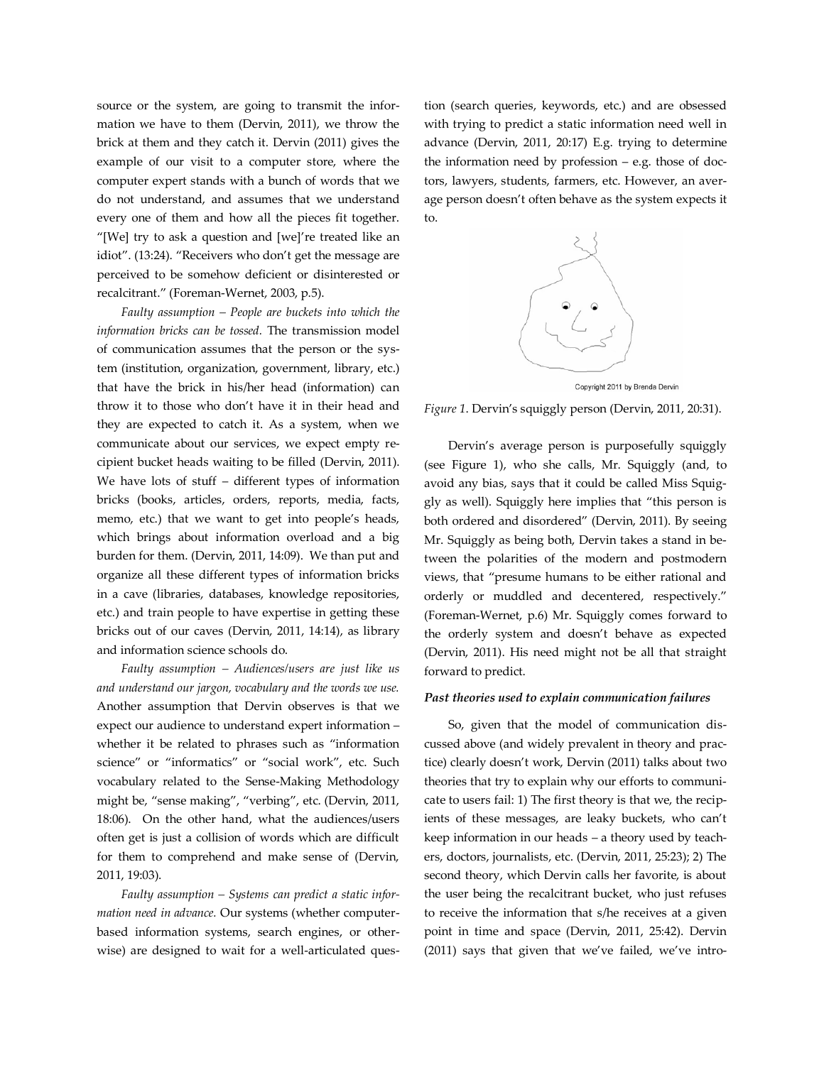source or the system, are going to transmit the information we have to them (Dervin, 2011), we throw the brick at them and they catch it. Dervin (2011) gives the example of our visit to a computer store, where the computer expert stands with a bunch of words that we do not understand, and assumes that we understand every one of them and how all the pieces fit together. "[We] try to ask a question and [we]'re treated like an idiot". (13:24). "Receivers who don't get the message are perceived to be somehow deficient or disinterested or recalcitrant." (Foreman-Wernet, 2003, p.5).

*Faulty assumption – People are buckets into which the information bricks can be tossed.* The transmission model of communication assumes that the person or the system (institution, organization, government, library, etc.) that have the brick in his/her head (information) can throw it to those who don't have it in their head and they are expected to catch it. As a system, when we communicate about our services, we expect empty recipient bucket heads waiting to be filled (Dervin, 2011). We have lots of stuff – different types of information bricks (books, articles, orders, reports, media, facts, memo, etc.) that we want to get into people's heads, which brings about information overload and a big burden for them. (Dervin, 2011, 14:09). We than put and organize all these different types of information bricks in a cave (libraries, databases, knowledge repositories, etc.) and train people to have expertise in getting these bricks out of our caves (Dervin, 2011, 14:14), as library and information science schools do.

*Faulty assumption – Audiences/users are just like us and understand our jargon, vocabulary and the words we use.* Another assumption that Dervin observes is that we expect our audience to understand expert information – whether it be related to phrases such as "information science" or "informatics" or "social work", etc. Such vocabulary related to the Sense-Making Methodology might be, "sense making", "verbing", etc. (Dervin, 2011, 18:06). On the other hand, what the audiences/users often get is just a collision of words which are difficult for them to comprehend and make sense of (Dervin, 2011, 19:03).

*Faulty assumption – Systems can predict a static information need in advance.* Our systems (whether computer-based information systems, search engines, or otherwise) are designed to wait for a well-articulated question (search queries, keywords, etc.) and are obsessed with trying to predict a static information need well in advance (Dervin, 2011, 20:17) E.g. trying to determine the information need by profession – e.g. those of doctors, lawyers, students, farmers, etc. However, an average person doesn't often behave as the system expects it to.

Copyright 2011 by Brenda Dervin

*Figure 1.* Dervin's squiggly person (Dervin, 2011, 20:31).

Dervin's average person is purposefully squiggly (see Figure 1), who she calls, Mr. Squiggly (and, to avoid any bias, says that it could be called Miss Squiggly as well). Squiggly here implies that "this person is both ordered and disordered" (Dervin, 2011). By seeing Mr. Squiggly as being both, Dervin takes a stand in between the polarities of the modern and postmodern views, that "presume humans to be either rational and orderly or muddled and decentered, respectively." (Foreman-Wernet, p.6) Mr. Squiggly comes forward to the orderly system and doesn't behave as expected (Dervin, 2011). His need might not be all that straight forward to predict.

#### *Past theories used to explain communication failures*

So, given that the model of communication discussed above (and widely prevalent in theory and practice) clearly doesn't work, Dervin (2011) talks about two theories that try to explain why our efforts to communicate to users fail: 1) The first theory is that we, the recipients of these messages, are leaky buckets, who can't keep information in our heads – a theory used by teachers, doctors, journalists, etc. (Dervin, 2011, 25:23); 2) The second theory, which Dervin calls her favorite, is about the user being the recalcitrant bucket, who just refuses to receive the information that s/he receives at a given point in time and space (Dervin, 2011, 25:42). Dervin (2011) says that given that we've failed, we've intro-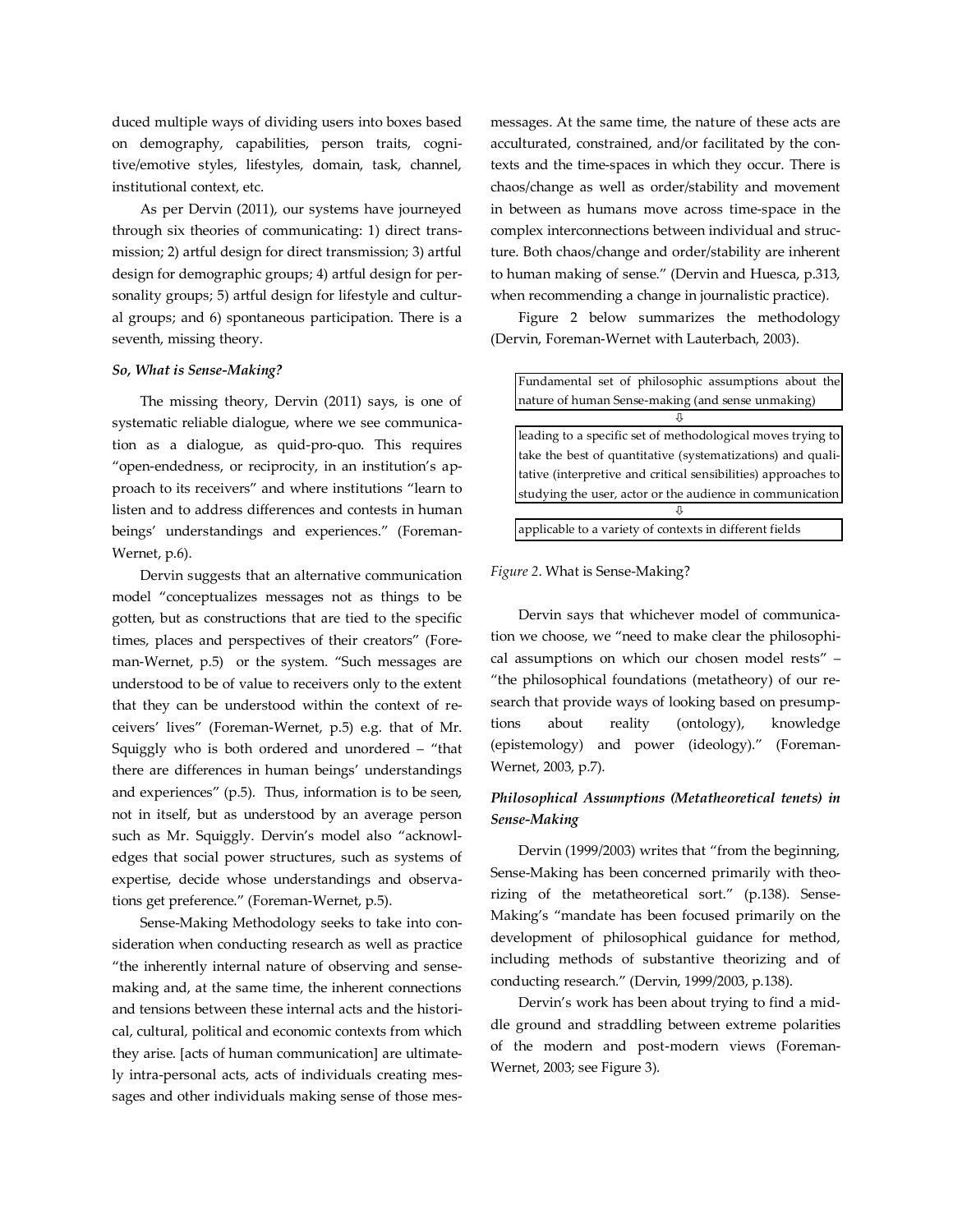duced multiple ways of dividing users into boxes based on demography, capabilities, person traits, cognitive/emotive styles, lifestyles, domain, task, channel, institutional context, etc.

As per Dervin (2011), our systems have journeyed through six theories of communicating: 1) direct transmission; 2) artful design for direct transmission; 3) artful design for demographic groups; 4) artful design for personality groups; 5) artful design for lifestyle and cultural groups; and 6) spontaneous participation. There is a seventh, missing theory.

#### *So, What is Sense-Making?*

The missing theory, Dervin (2011) says, is one of systematic reliable dialogue, where we see communication as a dialogue, as quid-pro-quo. This requires "open-endedness, or reciprocity, in an institution's approach to its receivers" and where institutions "learn to listen and to address differences and contests in human beings' understandings and experiences." (Foreman-Wernet, p.6).

Dervin suggests that an alternative communication model "conceptualizes messages not as things to be gotten, but as constructions that are tied to the specific times, places and perspectives of their creators" (Foreman-Wernet, p.5) or the system. "Such messages are understood to be of value to receivers only to the extent that they can be understood within the context of receivers' lives" (Foreman-Wernet, p.5) e.g. that of Mr. Squiggly who is both ordered and unordered – "that there are differences in human beings' understandings and experiences" (p.5). Thus, information is to be seen, not in itself, but as understood by an average person such as Mr. Squiggly. Dervin's model also "acknowledges that social power structures, such as systems of expertise, decide whose understandings and observations get preference." (Foreman-Wernet, p.5).

Sense-Making Methodology seeks to take into consideration when conducting research as well as practice "the inherently internal nature of observing and sense-making and, at the same time, the inherent connections and tensions between these internal acts and the historical, cultural, political and economic contexts from which they arise. [acts of human communication] are ultimately intra-personal acts, acts of individuals creating messages and other individuals making sense of those messages. At the same time, the nature of these acts are acculturated, constrained, and/or facilitated by the contexts and the time-spaces in which they occur. There is chaos/change as well as order/stability and movement in between as humans move across time-space in the complex interconnections between individual and structure. Both chaos/change and order/stability are inherent to human making of sense." (Dervin and Huesca, p.313, when recommending a change in journalistic practice).

Figure 2 below summarizes the methodology (Dervin, Foreman-Wernet with Lauterbach, 2003).

| Fundamental set of philosophic assumptions about the nature of human Sense-making (and sense unmaking) |
|---|
| ⇩ |
| leading to a specific set of methodological moves trying to take the best of quantitative (systematizations) and qualitative (interpretive and critical sensibilities) approaches to studying the user, actor or the audience in communication |
| ⇩ |
| applicable to a variety of contexts in different fields |

*Figure 2.* What is Sense-Making?

Dervin says that whichever model of communication we choose, we "need to make clear the philosophical assumptions on which our chosen model rests" – "the philosophical foundations (metatheory) of our research that provide ways of looking based on presumptions about reality (ontology), knowledge (epistemology) and power (ideology)." (Foreman-Wernet, 2003, p.7).

#### *Philosophical Assumptions (Metatheoretical tenets) in Sense-Making*

Dervin (1999/2003) writes that "from the beginning, Sense-Making has been concerned primarily with theorizing of the metatheoretical sort." (p.138). Sense-Making's "mandate has been focused primarily on the development of philosophical guidance for method, including methods of substantive theorizing and of conducting research." (Dervin, 1999/2003, p.138).

Dervin's work has been about trying to find a middle ground and straddling between extreme polarities of the modern and post-modern views (Foreman-Wernet, 2003; see Figure 3).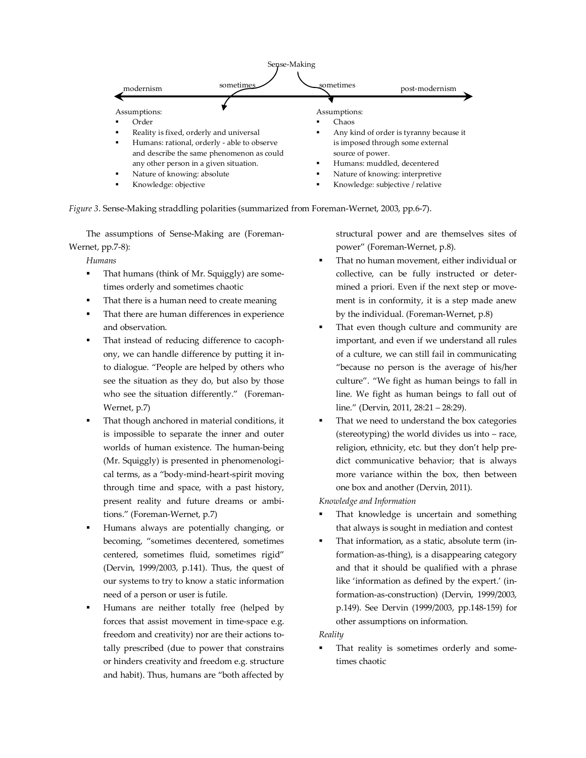Sense-Making

modernism ← sometimes ——— sometimes → post-modernism

| Assumptions (modernism): | Assumptions (post-modernism): |
| --- | --- |
| ▪ Order | ▪ Chaos |
| ▪ Reality is fixed, orderly and universal | ▪ Any kind of order is tyranny because it is imposed through some external source of power. |
| ▪ Humans: rational, orderly - able to observe and describe the same phenomenon as could any other person in a given situation. | ▪ Humans: muddled, decentered |
| ▪ Nature of knowing: absolute | ▪ Nature of knowing: interpretive |
| ▪ Knowledge: objective | ▪ Knowledge: subjective / relative |

*Figure 3*. Sense-Making straddling polarities (summarized from Foreman-Wernet, 2003, pp.6-7).

The assumptions of Sense-Making are (Foreman-Wernet, pp.7-8):

*Humans*

- That humans (think of Mr. Squiggly) are sometimes orderly and sometimes chaotic
- That there is a human need to create meaning
- That there are human differences in experience and observation.
- That instead of reducing difference to cacophony, we can handle difference by putting it into dialogue. "People are helped by others who see the situation as they do, but also by those who see the situation differently." (Foreman-Wernet, p.7)
- That though anchored in material conditions, it is impossible to separate the inner and outer worlds of human existence. The human-being (Mr. Squiggly) is presented in phenomenological terms, as a "body-mind-heart-spirit moving through time and space, with a past history, present reality and future dreams or ambitions." (Foreman-Wernet, p.7)
- Humans always are potentially changing, or becoming, "sometimes decentered, sometimes centered, sometimes fluid, sometimes rigid" (Dervin, 1999/2003, p.141). Thus, the quest of our systems to try to know a static information need of a person or user is futile.
- Humans are neither totally free (helped by forces that assist movement in time-space e.g. freedom and creativity) nor are their actions totally prescribed (due to power that constrains or hinders creativity and freedom e.g. structure and habit). Thus, humans are "both affected by structural power and are themselves sites of power" (Foreman-Wernet, p.8).
- That no human movement, either individual or collective, can be fully instructed or determined a priori. Even if the next step or movement is in conformity, it is a step made anew by the individual. (Foreman-Wernet, p.8)
- That even though culture and community are important, and even if we understand all rules of a culture, we can still fail in communicating "because no person is the average of his/her culture". "We fight as human beings to fall in line. We fight as human beings to fall out of line." (Dervin, 2011, 28:21 – 28:29).
- That we need to understand the box categories (stereotyping) the world divides us into – race, religion, ethnicity, etc. but they don't help predict communicative behavior; that is always more variance within the box, then between one box and another (Dervin, 2011).

*Knowledge and Information*

- That knowledge is uncertain and something that always is sought in mediation and contest
- That information, as a static, absolute term (information-as-thing), is a disappearing category and that it should be qualified with a phrase like 'information as defined by the expert.' (information-as-construction) (Dervin, 1999/2003, p.149). See Dervin (1999/2003, pp.148-159) for other assumptions on information.

*Reality*

- That reality is sometimes orderly and sometimes chaotic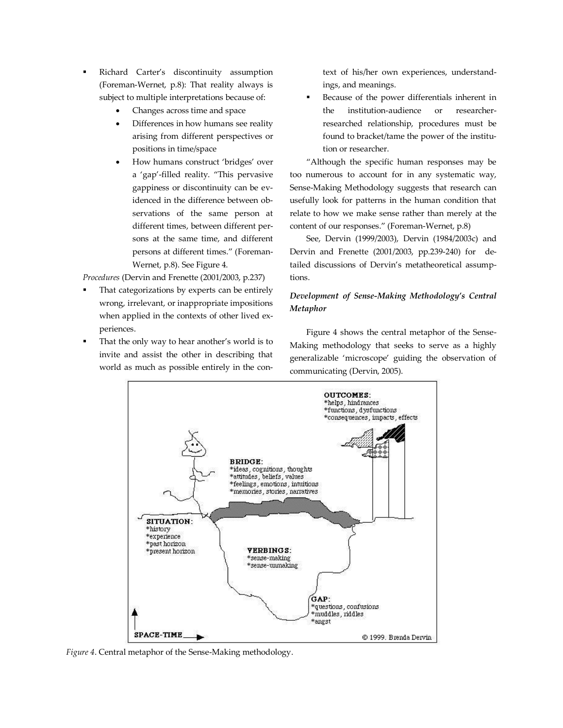- Richard Carter's discontinuity assumption (Foreman-Wernet, p.8): That reality always is subject to multiple interpretations because of:
    - Changes across time and space
    - Differences in how humans see reality arising from different perspectives or positions in time/space
    - How humans construct 'bridges' over a 'gap'-filled reality. "This pervasive gappiness or discontinuity can be evidenced in the difference between observations of the same person at different times, between different persons at the same time, and different persons at different times." (Foreman-Wernet, p.8). See Figure 4.

*Procedures* (Dervin and Frenette (2001/2003, p.237)

- That categorizations by experts can be entirely wrong, irrelevant, or inappropriate impositions when applied in the contexts of other lived experiences.
- That the only way to hear another's world is to invite and assist the other in describing that world as much as possible entirely in the context of his/her own experiences, understandings, and meanings.
- Because of the power differentials inherent in the institution-audience or researcher-researched relationship, procedures must be found to bracket/tame the power of the institution or researcher.

"Although the specific human responses may be too numerous to account for in any systematic way, Sense-Making Methodology suggests that research can usefully look for patterns in the human condition that relate to how we make sense rather than merely at the content of our responses." (Foreman-Wernet, p.8)

See, Dervin (1999/2003), Dervin (1984/2003c) and Dervin and Frenette (2001/2003, pp.239-240) for detailed discussions of Dervin's metatheoretical assumptions.

### *Development of Sense-Making Methodology's Central Metaphor*

Figure 4 shows the central metaphor of the Sense-Making methodology that seeks to serve as a highly generalizable 'microscope' guiding the observation of communicating (Dervin, 2005).

*Figure 4*. Central metaphor of the Sense-Making methodology.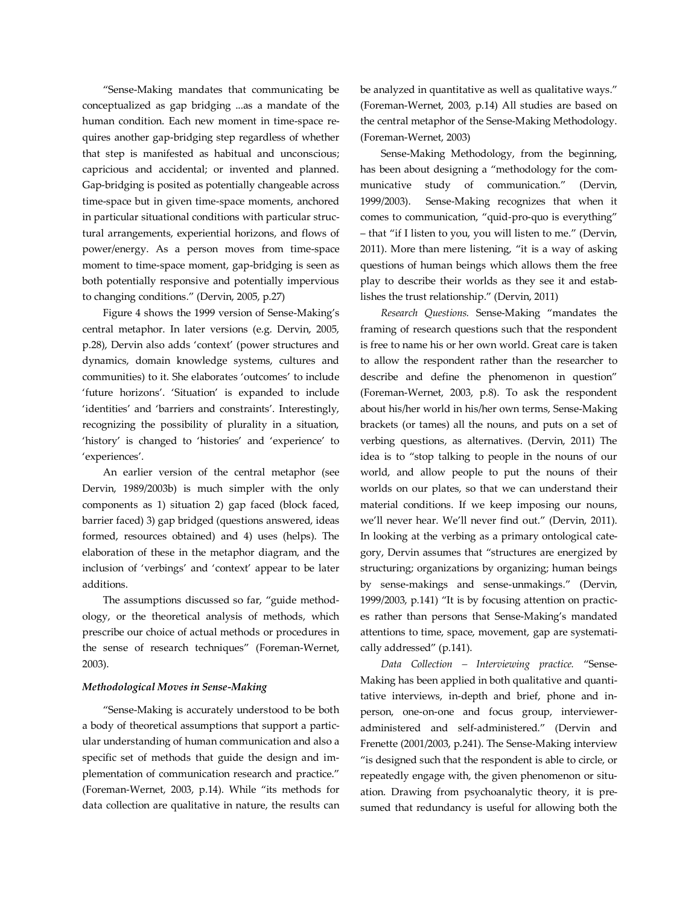"Sense-Making mandates that communicating be conceptualized as gap bridging ...as a mandate of the human condition. Each new moment in time-space requires another gap-bridging step regardless of whether that step is manifested as habitual and unconscious; capricious and accidental; or invented and planned. Gap-bridging is posited as potentially changeable across time-space but in given time-space moments, anchored in particular situational conditions with particular structural arrangements, experiential horizons, and flows of power/energy. As a person moves from time-space moment to time-space moment, gap-bridging is seen as both potentially responsive and potentially impervious to changing conditions." (Dervin, 2005, p.27)

Figure 4 shows the 1999 version of Sense-Making's central metaphor. In later versions (e.g. Dervin, 2005, p.28), Dervin also adds 'context' (power structures and dynamics, domain knowledge systems, cultures and communities) to it. She elaborates 'outcomes' to include 'future horizons'. 'Situation' is expanded to include 'identities' and 'barriers and constraints'. Interestingly, recognizing the possibility of plurality in a situation, 'history' is changed to 'histories' and 'experience' to 'experiences'.

An earlier version of the central metaphor (see Dervin, 1989/2003b) is much simpler with the only components as 1) situation 2) gap faced (block faced, barrier faced) 3) gap bridged (questions answered, ideas formed, resources obtained) and 4) uses (helps). The elaboration of these in the metaphor diagram, and the inclusion of 'verbings' and 'context' appear to be later additions.

The assumptions discussed so far, "guide methodology, or the theoretical analysis of methods, which prescribe our choice of actual methods or procedures in the sense of research techniques" (Foreman-Wernet, 2003).

### *Methodological Moves in Sense-Making*

"Sense-Making is accurately understood to be both a body of theoretical assumptions that support a particular understanding of human communication and also a specific set of methods that guide the design and implementation of communication research and practice." (Foreman-Wernet, 2003, p.14). While "its methods for data collection are qualitative in nature, the results can be analyzed in quantitative as well as qualitative ways." (Foreman-Wernet, 2003, p.14) All studies are based on the central metaphor of the Sense-Making Methodology. (Foreman-Wernet, 2003)

Sense-Making Methodology, from the beginning, has been about designing a "methodology for the communicative study of communication." (Dervin, 1999/2003). Sense-Making recognizes that when it comes to communication, "quid-pro-quo is everything" – that "if I listen to you, you will listen to me." (Dervin, 2011). More than mere listening, "it is a way of asking questions of human beings which allows them the free play to describe their worlds as they see it and establishes the trust relationship." (Dervin, 2011)

*Research Questions.* Sense-Making "mandates the framing of research questions such that the respondent is free to name his or her own world. Great care is taken to allow the respondent rather than the researcher to describe and define the phenomenon in question" (Foreman-Wernet, 2003, p.8). To ask the respondent about his/her world in his/her own terms, Sense-Making brackets (or tames) all the nouns, and puts on a set of verbing questions, as alternatives. (Dervin, 2011) The idea is to "stop talking to people in the nouns of our world, and allow people to put the nouns of their worlds on our plates, so that we can understand their material conditions. If we keep imposing our nouns, we'll never hear. We'll never find out." (Dervin, 2011). In looking at the verbing as a primary ontological category, Dervin assumes that "structures are energized by structuring; organizations by organizing; human beings by sense-makings and sense-unmakings." (Dervin, 1999/2003, p.141) "It is by focusing attention on practices rather than persons that Sense-Making's mandated attentions to time, space, movement, gap are systematically addressed" (p.141).

*Data Collection – Interviewing practice.* "Sense-Making has been applied in both qualitative and quantitative interviews, in-depth and brief, phone and in-person, one-on-one and focus group, interviewer-administered and self-administered." (Dervin and Frenette (2001/2003, p.241). The Sense-Making interview "is designed such that the respondent is able to circle, or repeatedly engage with, the given phenomenon or situation. Drawing from psychoanalytic theory, it is presumed that redundancy is useful for allowing both the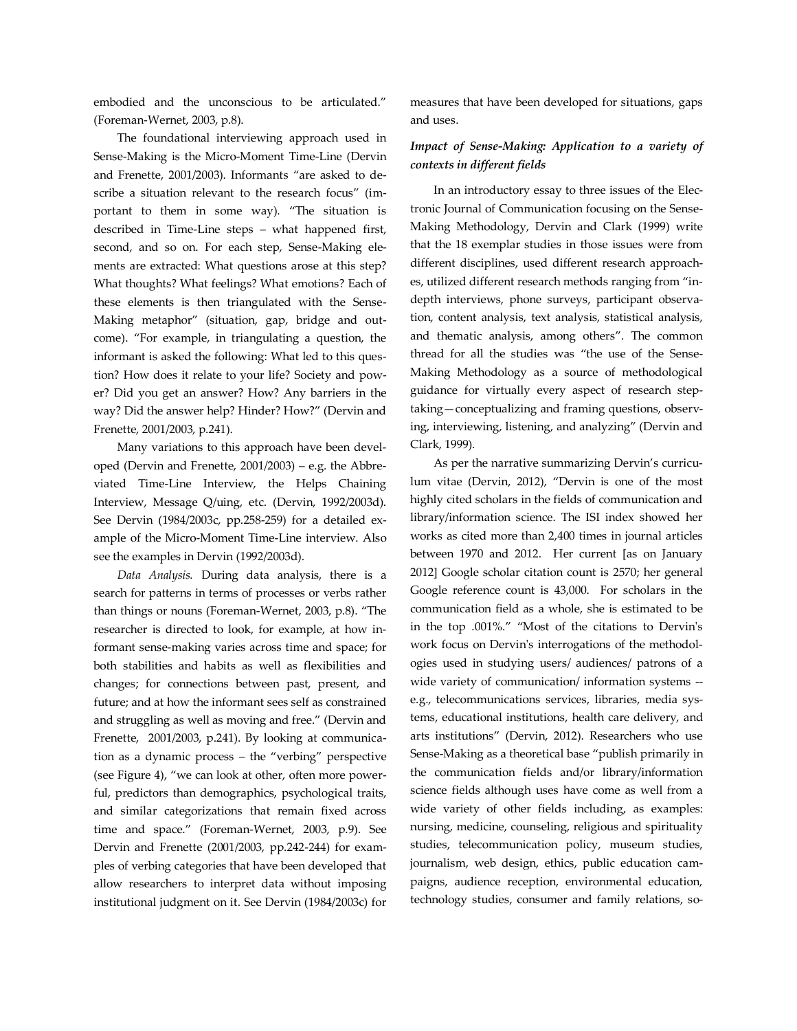embodied and the unconscious to be articulated." (Foreman-Wernet, 2003, p.8).

The foundational interviewing approach used in Sense-Making is the Micro-Moment Time-Line (Dervin and Frenette, 2001/2003). Informants "are asked to describe a situation relevant to the research focus" (important to them in some way). "The situation is described in Time-Line steps – what happened first, second, and so on. For each step, Sense-Making elements are extracted: What questions arose at this step? What thoughts? What feelings? What emotions? Each of these elements is then triangulated with the Sense-Making metaphor" (situation, gap, bridge and outcome). "For example, in triangulating a question, the informant is asked the following: What led to this question? How does it relate to your life? Society and power? Did you get an answer? How? Any barriers in the way? Did the answer help? Hinder? How?" (Dervin and Frenette, 2001/2003, p.241).

Many variations to this approach have been developed (Dervin and Frenette, 2001/2003) – e.g. the Abbreviated Time-Line Interview, the Helps Chaining Interview, Message Q/uing, etc. (Dervin, 1992/2003d). See Dervin (1984/2003c, pp.258-259) for a detailed example of the Micro-Moment Time-Line interview. Also see the examples in Dervin (1992/2003d).

*Data Analysis.* During data analysis, there is a search for patterns in terms of processes or verbs rather than things or nouns (Foreman-Wernet, 2003, p.8). "The researcher is directed to look, for example, at how informant sense-making varies across time and space; for both stabilities and habits as well as flexibilities and changes; for connections between past, present, and future; and at how the informant sees self as constrained and struggling as well as moving and free." (Dervin and Frenette, 2001/2003, p.241). By looking at communication as a dynamic process – the "verbing" perspective (see Figure 4), "we can look at other, often more powerful, predictors than demographics, psychological traits, and similar categorizations that remain fixed across time and space." (Foreman-Wernet, 2003, p.9). See Dervin and Frenette (2001/2003, pp.242-244) for examples of verbing categories that have been developed that allow researchers to interpret data without imposing institutional judgment on it. See Dervin (1984/2003c) for measures that have been developed for situations, gaps and uses.

### *Impact of Sense-Making: Application to a variety of contexts in different fields*

In an introductory essay to three issues of the Electronic Journal of Communication focusing on the Sense-Making Methodology, Dervin and Clark (1999) write that the 18 exemplar studies in those issues were from different disciplines, used different research approaches, utilized different research methods ranging from "in-depth interviews, phone surveys, participant observation, content analysis, text analysis, statistical analysis, and thematic analysis, among others". The common thread for all the studies was "the use of the Sense-Making Methodology as a source of methodological guidance for virtually every aspect of research step-taking—conceptualizing and framing questions, observing, interviewing, listening, and analyzing" (Dervin and Clark, 1999).

As per the narrative summarizing Dervin's curriculum vitae (Dervin, 2012), "Dervin is one of the most highly cited scholars in the fields of communication and library/information science. The ISI index showed her works as cited more than 2,400 times in journal articles between 1970 and 2012. Her current [as on January 2012] Google scholar citation count is 2570; her general Google reference count is 43,000. For scholars in the communication field as a whole, she is estimated to be in the top .001%." "Most of the citations to Dervin's work focus on Dervin's interrogations of the methodologies used in studying users/ audiences/ patrons of a wide variety of communication/ information systems -- e.g., telecommunications services, libraries, media systems, educational institutions, health care delivery, and arts institutions" (Dervin, 2012). Researchers who use Sense-Making as a theoretical base "publish primarily in the communication fields and/or library/information science fields although uses have come as well from a wide variety of other fields including, as examples: nursing, medicine, counseling, religious and spirituality studies, telecommunication policy, museum studies, journalism, web design, ethics, public education campaigns, audience reception, environmental education, technology studies, consumer and family relations, so-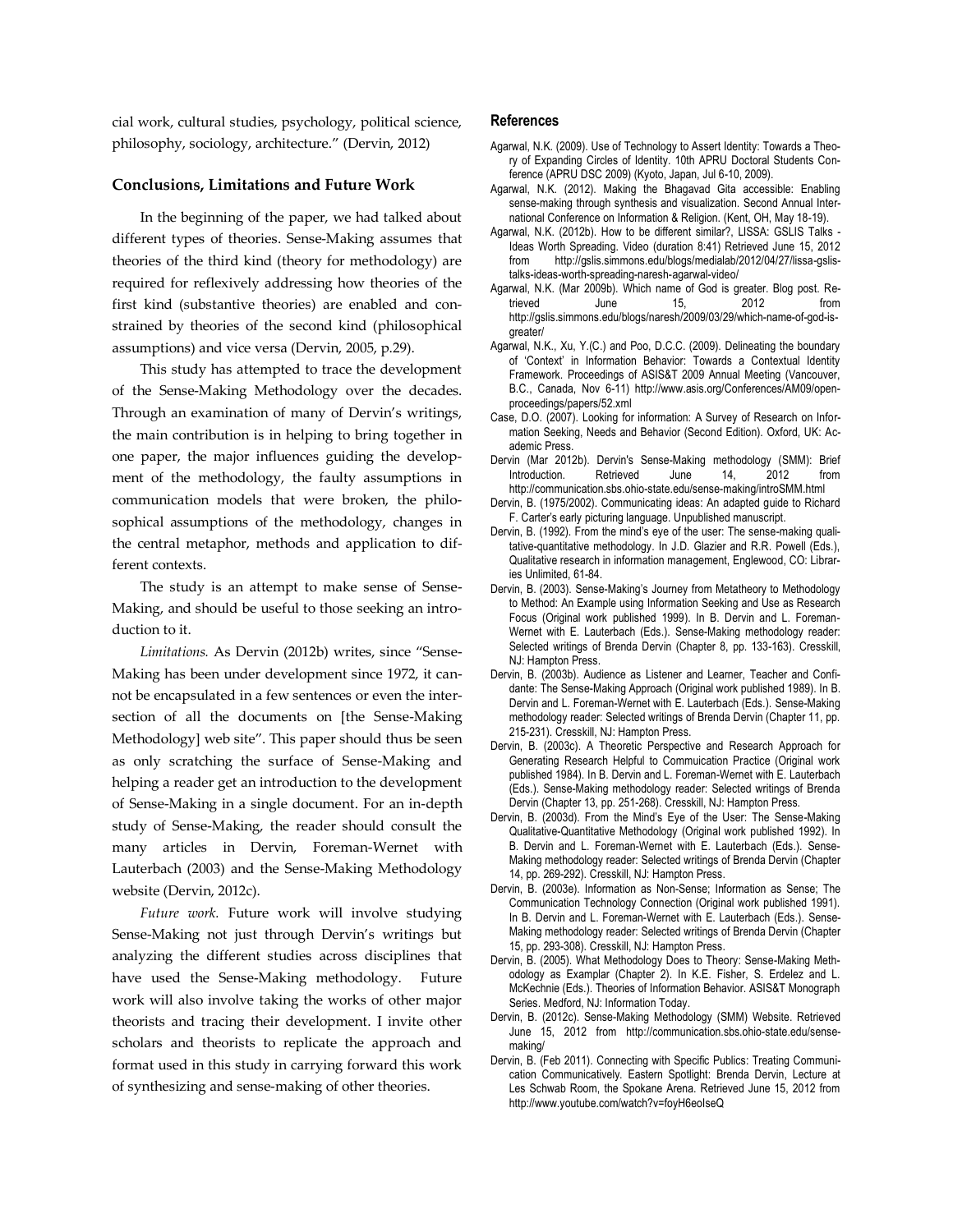cial work, cultural studies, psychology, political science, philosophy, sociology, architecture." (Dervin, 2012)

### Conclusions, Limitations and Future Work

In the beginning of the paper, we had talked about different types of theories. Sense-Making assumes that theories of the third kind (theory for methodology) are required for reflexively addressing how theories of the first kind (substantive theories) are enabled and constrained by theories of the second kind (philosophical assumptions) and vice versa (Dervin, 2005, p.29).

This study has attempted to trace the development of the Sense-Making Methodology over the decades. Through an examination of many of Dervin's writings, the main contribution is in helping to bring together in one paper, the major influences guiding the development of the methodology, the faulty assumptions in communication models that were broken, the philosophical assumptions of the methodology, changes in the central metaphor, methods and application to different contexts.

The study is an attempt to make sense of Sense-Making, and should be useful to those seeking an introduction to it.

*Limitations.* As Dervin (2012b) writes, since "Sense-Making has been under development since 1972, it cannot be encapsulated in a few sentences or even the intersection of all the documents on [the Sense-Making Methodology] web site". This paper should thus be seen as only scratching the surface of Sense-Making and helping a reader get an introduction to the development of Sense-Making in a single document. For an in-depth study of Sense-Making, the reader should consult the many articles in Dervin, Foreman-Wernet with Lauterbach (2003) and the Sense-Making Methodology website (Dervin, 2012c).

*Future work.* Future work will involve studying Sense-Making not just through Dervin's writings but analyzing the different studies across disciplines that have used the Sense-Making methodology. Future work will also involve taking the works of other major theorists and tracing their development. I invite other scholars and theorists to replicate the approach and format used in this study in carrying forward this work of synthesizing and sense-making of other theories.

### References

Agarwal, N.K. (2009). Use of Technology to Assert Identity: Towards a Theory of Expanding Circles of Identity. 10th APRU Doctoral Students Conference (APRU DSC 2009) (Kyoto, Japan, Jul 6-10, 2009).

Agarwal, N.K. (2012). Making the Bhagavad Gita accessible: Enabling sense-making through synthesis and visualization. Second Annual International Conference on Information & Religion. (Kent, OH, May 18-19).

Agarwal, N.K. (2012b). How to be different similar?, LISSA: GSLIS Talks - Ideas Worth Spreading. Video (duration 8:41) Retrieved June 15, 2012 from http://gslis.simmons.edu/blogs/medialab/2012/04/27/lissa-gslis-talks-ideas-worth-spreading-naresh-agarwal-video/

Agarwal, N.K. (Mar 2009b). Which name of God is greater. Blog post. Retrieved June 15, 2012 from http://gslis.simmons.edu/blogs/naresh/2009/03/29/which-name-of-god-is-greater/

Agarwal, N.K., Xu, Y.(C.) and Poo, D.C.C. (2009). Delineating the boundary of 'Context' in Information Behavior: Towards a Contextual Identity Framework. Proceedings of ASIS&T 2009 Annual Meeting (Vancouver, B.C., Canada, Nov 6-11) http://www.asis.org/Conferences/AM09/open-proceedings/papers/52.xml

Case, D.O. (2007). Looking for information: A Survey of Research on Information Seeking, Needs and Behavior (Second Edition). Oxford, UK: Academic Press.

Dervin (Mar 2012b). Dervin's Sense-Making methodology (SMM): Brief Introduction. Retrieved June 14, 2012 from http://communication.sbs.ohio-state.edu/sense-making/introSMM.html

Dervin, B. (1975/2002). Communicating ideas: An adapted guide to Richard F. Carter's early picturing language. Unpublished manuscript.

Dervin, B. (1992). From the mind's eye of the user: The sense-making qualitative-quantitative methodology. In J.D. Glazier and R.R. Powell (Eds.), Qualitative research in information management, Englewood, CO: Libraries Unlimited, 61-84.

Dervin, B. (2003). Sense-Making's Journey from Metatheory to Methodology to Method: An Example using Information Seeking and Use as Research Focus (Original work published 1999). In B. Dervin and L. Foreman-Wernet with E. Lauterbach (Eds.). Sense-Making methodology reader: Selected writings of Brenda Dervin (Chapter 8, pp. 133-163). Cresskill, NJ: Hampton Press.

Dervin, B. (2003b). Audience as Listener and Learner, Teacher and Confidante: The Sense-Making Approach (Original work published 1989). In B. Dervin and L. Foreman-Wernet with E. Lauterbach (Eds.). Sense-Making methodology reader: Selected writings of Brenda Dervin (Chapter 11, pp. 215-231). Cresskill, NJ: Hampton Press.

Dervin, B. (2003c). A Theoretic Perspective and Research Approach for Generating Research Helpful to Commuication Practice (Original work published 1984). In B. Dervin and L. Foreman-Wernet with E. Lauterbach (Eds.). Sense-Making methodology reader: Selected writings of Brenda Dervin (Chapter 13, pp. 251-268). Cresskill, NJ: Hampton Press.

Dervin, B. (2003d). From the Mind's Eye of the User: The Sense-Making Qualitative-Quantitative Methodology (Original work published 1992). In B. Dervin and L. Foreman-Wernet with E. Lauterbach (Eds.). Sense-Making methodology reader: Selected writings of Brenda Dervin (Chapter 14, pp. 269-292). Cresskill, NJ: Hampton Press.

Dervin, B. (2003e). Information as Non-Sense; Information as Sense; The Communication Technology Connection (Original work published 1991). In B. Dervin and L. Foreman-Wernet with E. Lauterbach (Eds.). Sense-Making methodology reader: Selected writings of Brenda Dervin (Chapter 15, pp. 293-308). Cresskill, NJ: Hampton Press.

Dervin, B. (2005). What Methodology Does to Theory: Sense-Making Methodology as Examplar (Chapter 2). In K.E. Fisher, S. Erdelez and L. McKechnie (Eds.). Theories of Information Behavior. ASIS&T Monograph Series. Medford, NJ: Information Today.

Dervin, B. (2012c). Sense-Making Methodology (SMM) Website. Retrieved June 15, 2012 from http://communication.sbs.ohio-state.edu/sense-making/

Dervin, B. (Feb 2011). Connecting with Specific Publics: Treating Communication Communicatively. Eastern Spotlight: Brenda Dervin, Lecture at Les Schwab Room, the Spokane Arena. Retrieved June 15, 2012 from http://www.youtube.com/watch?v=foyH6eoIseQ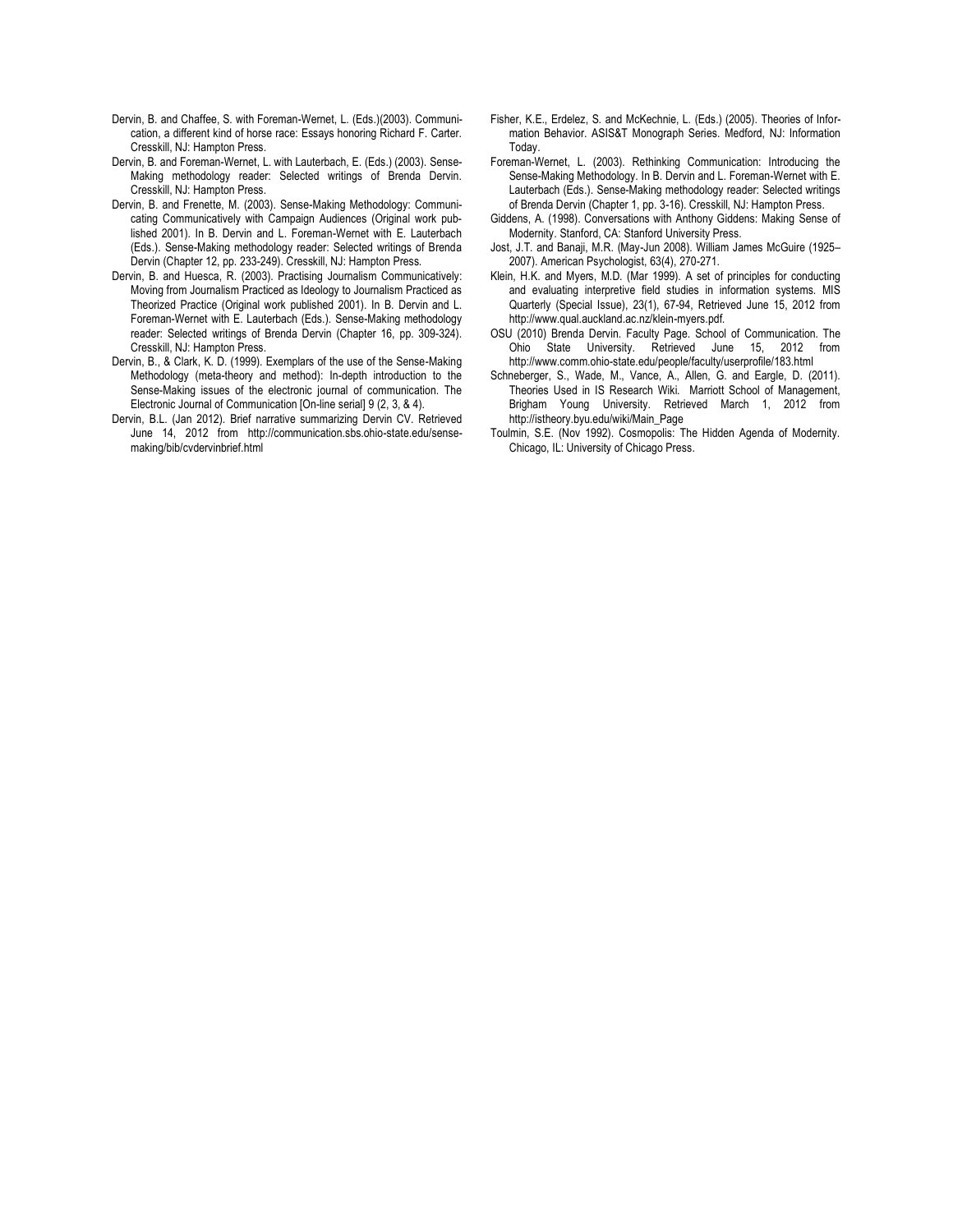Dervin, B. and Chaffee, S. with Foreman-Wernet, L. (Eds.)(2003). Communication, a different kind of horse race: Essays honoring Richard F. Carter. Cresskill, NJ: Hampton Press.

Dervin, B. and Foreman-Wernet, L. with Lauterbach, E. (Eds.) (2003). Sense-Making methodology reader: Selected writings of Brenda Dervin. Cresskill, NJ: Hampton Press.

Dervin, B. and Frenette, M. (2003). Sense-Making Methodology: Communicating Communicatively with Campaign Audiences (Original work published 2001). In B. Dervin and L. Foreman-Wernet with E. Lauterbach (Eds.). Sense-Making methodology reader: Selected writings of Brenda Dervin (Chapter 12, pp. 233-249). Cresskill, NJ: Hampton Press.

Dervin, B. and Huesca, R. (2003). Practising Journalism Communicatively: Moving from Journalism Practiced as Ideology to Journalism Practiced as Theorized Practice (Original work published 2001). In B. Dervin and L. Foreman-Wernet with E. Lauterbach (Eds.). Sense-Making methodology reader: Selected writings of Brenda Dervin (Chapter 16, pp. 309-324). Cresskill, NJ: Hampton Press.

Dervin, B., & Clark, K. D. (1999). Exemplars of the use of the Sense-Making Methodology (meta-theory and method): In-depth introduction to the Sense-Making issues of the electronic journal of communication. The Electronic Journal of Communication [On-line serial] 9 (2, 3, & 4).

Dervin, B.L. (Jan 2012). Brief narrative summarizing Dervin CV. Retrieved June 14, 2012 from http://communication.sbs.ohio-state.edu/sense-making/bib/cvdervinbrief.html

Fisher, K.E., Erdelez, S. and McKechnie, L. (Eds.) (2005). Theories of Information Behavior. ASIS&T Monograph Series. Medford, NJ: Information Today.

Foreman-Wernet, L. (2003). Rethinking Communication: Introducing the Sense-Making Methodology. In B. Dervin and L. Foreman-Wernet with E. Lauterbach (Eds.). Sense-Making methodology reader: Selected writings of Brenda Dervin (Chapter 1, pp. 3-16). Cresskill, NJ: Hampton Press.

Giddens, A. (1998). Conversations with Anthony Giddens: Making Sense of Modernity. Stanford, CA: Stanford University Press.

Jost, J.T. and Banaji, M.R. (May-Jun 2008). William James McGuire (1925–2007). American Psychologist, 63(4), 270-271.

Klein, H.K. and Myers, M.D. (Mar 1999). A set of principles for conducting and evaluating interpretive field studies in information systems. MIS Quarterly (Special Issue), 23(1), 67-94, Retrieved June 15, 2012 from http://www.qual.auckland.ac.nz/klein-myers.pdf.

OSU (2010) Brenda Dervin. Faculty Page. School of Communication. The Ohio State University. Retrieved June 15, 2012 from http://www.comm.ohio-state.edu/people/faculty/userprofile/183.html

Schneberger, S., Wade, M., Vance, A., Allen, G. and Eargle, D. (2011). Theories Used in IS Research Wiki. Marriott School of Management, Brigham Young University. Retrieved March 1, 2012 from http://istheory.byu.edu/wiki/Main_Page

Toulmin, S.E. (Nov 1992). Cosmopolis: The Hidden Agenda of Modernity. Chicago, IL: University of Chicago Press.